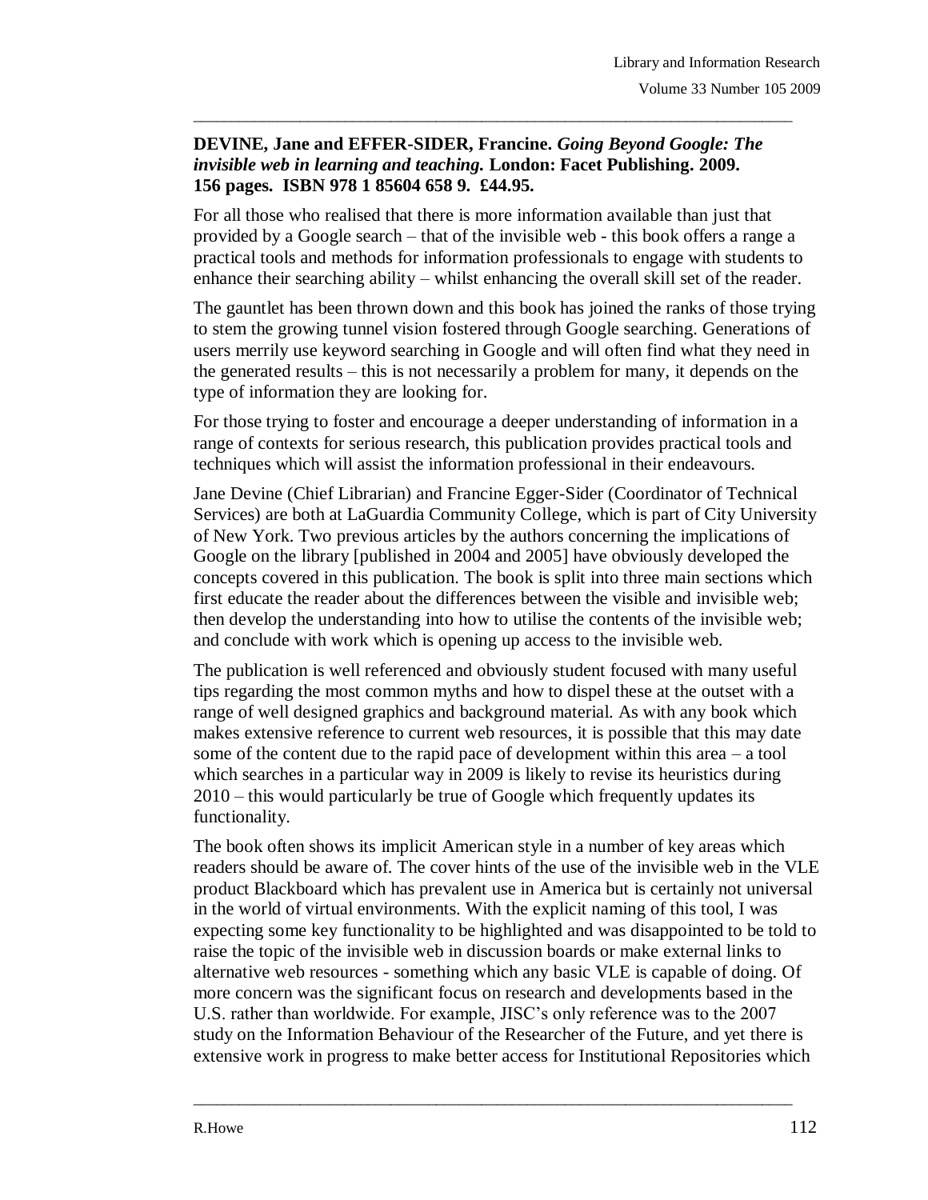**DEVINE, Jane and EFFER-SIDER, Francine.** ***Going Beyond Google: The invisible web in learning and teaching.*** **London: Facet Publishing. 2009. 156 pages. ISBN 978 1 85604 658 9. £44.95.**

For all those who realised that there is more information available than just that provided by a Google search – that of the invisible web - this book offers a range a practical tools and methods for information professionals to engage with students to enhance their searching ability – whilst enhancing the overall skill set of the reader.

The gauntlet has been thrown down and this book has joined the ranks of those trying to stem the growing tunnel vision fostered through Google searching. Generations of users merrily use keyword searching in Google and will often find what they need in the generated results – this is not necessarily a problem for many, it depends on the type of information they are looking for.

For those trying to foster and encourage a deeper understanding of information in a range of contexts for serious research, this publication provides practical tools and techniques which will assist the information professional in their endeavours.

Jane Devine (Chief Librarian) and Francine Egger-Sider (Coordinator of Technical Services) are both at LaGuardia Community College, which is part of City University of New York. Two previous articles by the authors concerning the implications of Google on the library [published in 2004 and 2005] have obviously developed the concepts covered in this publication. The book is split into three main sections which first educate the reader about the differences between the visible and invisible web; then develop the understanding into how to utilise the contents of the invisible web; and conclude with work which is opening up access to the invisible web.

The publication is well referenced and obviously student focused with many useful tips regarding the most common myths and how to dispel these at the outset with a range of well designed graphics and background material. As with any book which makes extensive reference to current web resources, it is possible that this may date some of the content due to the rapid pace of development within this area – a tool which searches in a particular way in 2009 is likely to revise its heuristics during 2010 – this would particularly be true of Google which frequently updates its functionality.

The book often shows its implicit American style in a number of key areas which readers should be aware of. The cover hints of the use of the invisible web in the VLE product Blackboard which has prevalent use in America but is certainly not universal in the world of virtual environments. With the explicit naming of this tool, I was expecting some key functionality to be highlighted and was disappointed to be told to raise the topic of the invisible web in discussion boards or make external links to alternative web resources - something which any basic VLE is capable of doing. Of more concern was the significant focus on research and developments based in the U.S. rather than worldwide. For example, JISC's only reference was to the 2007 study on the Information Behaviour of the Researcher of the Future, and yet there is extensive work in progress to make better access for Institutional Repositories which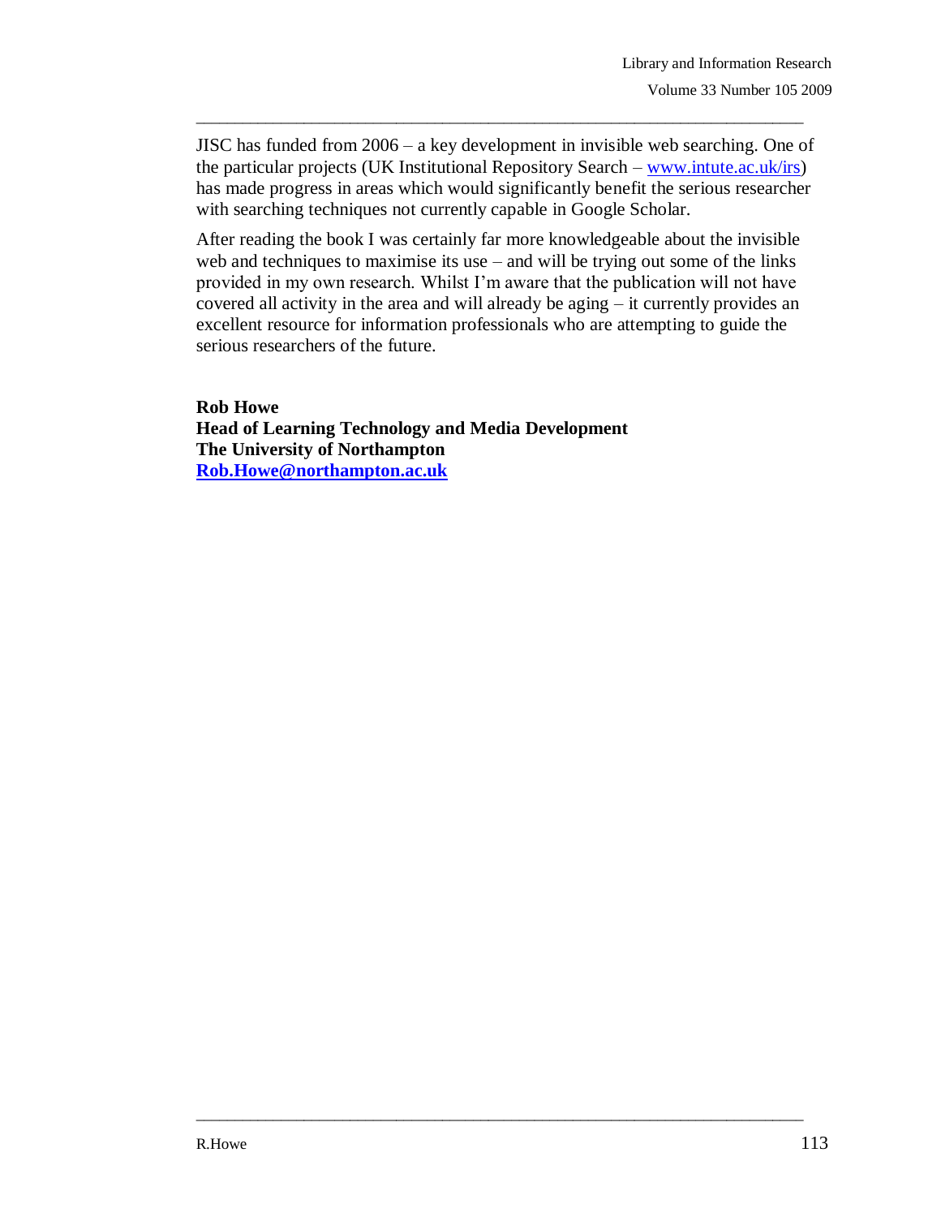JISC has funded from 2006 – a key development in invisible web searching. One of the particular projects (UK Institutional Repository Search – www.intute.ac.uk/irs) has made progress in areas which would significantly benefit the serious researcher with searching techniques not currently capable in Google Scholar.

After reading the book I was certainly far more knowledgeable about the invisible web and techniques to maximise its use – and will be trying out some of the links provided in my own research. Whilst I'm aware that the publication will not have covered all activity in the area and will already be aging – it currently provides an excellent resource for information professionals who are attempting to guide the serious researchers of the future.

**Rob Howe**
**Head of Learning Technology and Media Development**
**The University of Northampton**
**Rob.Howe@northampton.ac.uk**